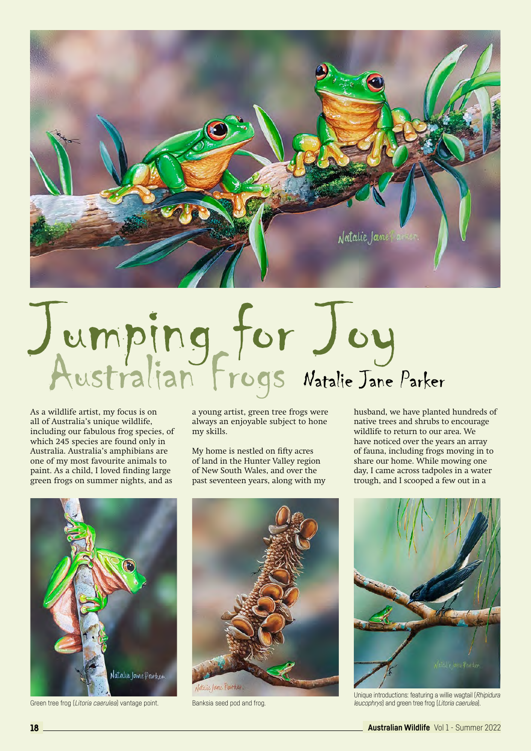# Jumping for Joy

## Australian Frogs

Natalie Jane Parker

As a wildlife artist, my focus is on all of Australia's unique wildlife, including our fabulous frog species, of which 245 species are found only in Australia. Australia's amphibians are one of my most favourite animals to paint. As a child, I loved finding large green frogs on summer nights, and as a young artist, green tree frogs were always an enjoyable subject to hone my skills.

My home is nestled on fifty acres of land in the Hunter Valley region of New South Wales, and over the past seventeen years, along with my husband, we have planted hundreds of native trees and shrubs to encourage wildlife to return to our area. We have noticed over the years an array of fauna, including frogs moving in to share our home. While mowing one day, I came across tadpoles in a water trough, and I scooped a few out in a

Green tree frog (*Litoria caerulea*) vantage point.

Banksia seed pod and frog.

Unique introductions: featuring a willie wagtail (*Rhipidura leucophrys*) and green tree frog (*Litoria caerulea*).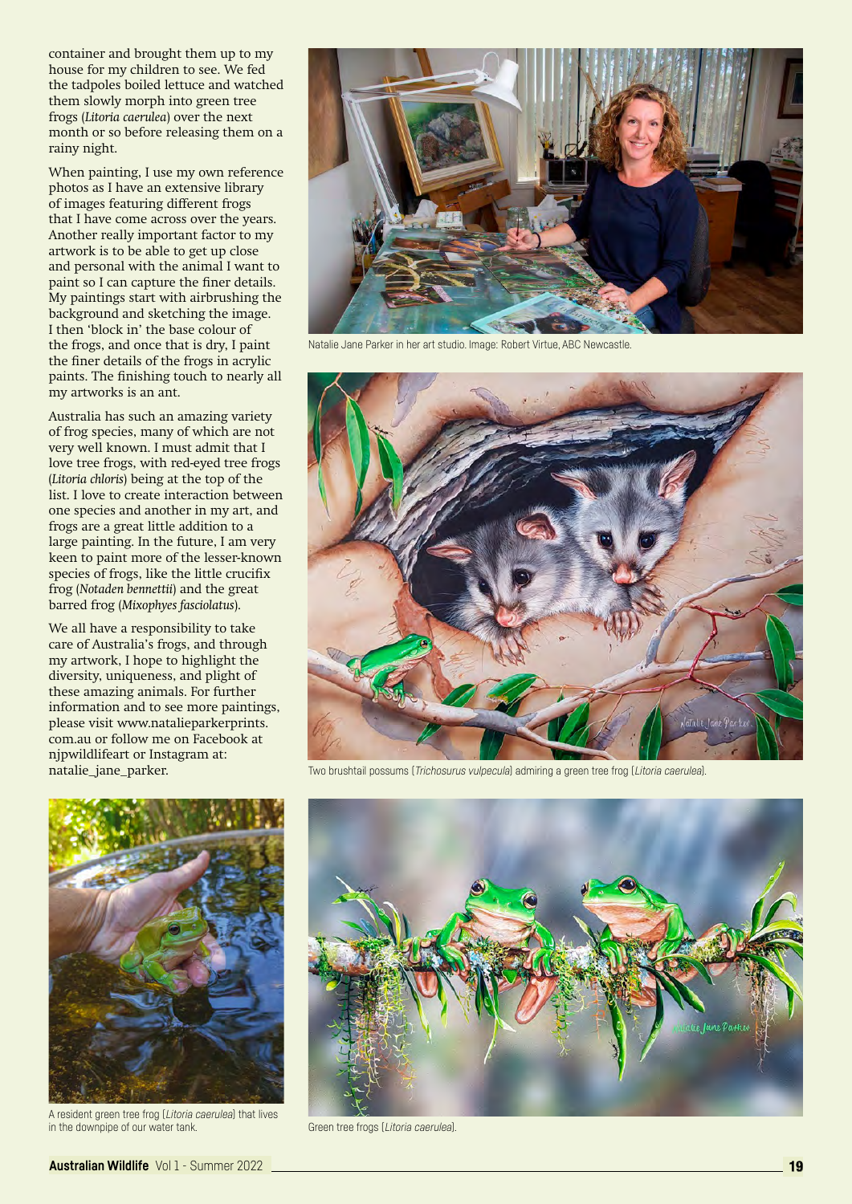container and brought them up to my house for my children to see. We fed the tadpoles boiled lettuce and watched them slowly morph into green tree frogs (*Litoria caerulea*) over the next month or so before releasing them on a rainy night.

When painting, I use my own reference photos as I have an extensive library of images featuring different frogs that I have come across over the years. Another really important factor to my artwork is to be able to get up close and personal with the animal I want to paint so I can capture the finer details. My paintings start with airbrushing the background and sketching the image. I then 'block in' the base colour of the frogs, and once that is dry, I paint the finer details of the frogs in acrylic paints. The finishing touch to nearly all my artworks is an ant.

Australia has such an amazing variety of frog species, many of which are not very well known. I must admit that I love tree frogs, with red-eyed tree frogs (*Litoria chloris*) being at the top of the list. I love to create interaction between one species and another in my art, and frogs are a great little addition to a large painting. In the future, I am very keen to paint more of the lesser-known species of frogs, like the little crucifix frog (*Notaden bennettii*) and the great barred frog (*Mixophyes fasciolatus*).

We all have a responsibility to take care of Australia's frogs, and through my artwork, I hope to highlight the diversity, uniqueness, and plight of these amazing animals. For further information and to see more paintings, please visit www.natalieparkerprints.com.au or follow me on Facebook at njpwildlifeart or Instagram at: natalie_jane_parker.

Natalie Jane Parker in her art studio. Image: Robert Virtue, ABC Newcastle.

Two brushtail possums (*Trichosurus vulpecula*) admiring a green tree frog (*Litoria caerulea*).

A resident green tree frog (*Litoria caerulea*) that lives in the downpipe of our water tank.

Green tree frogs (*Litoria caerulea*).